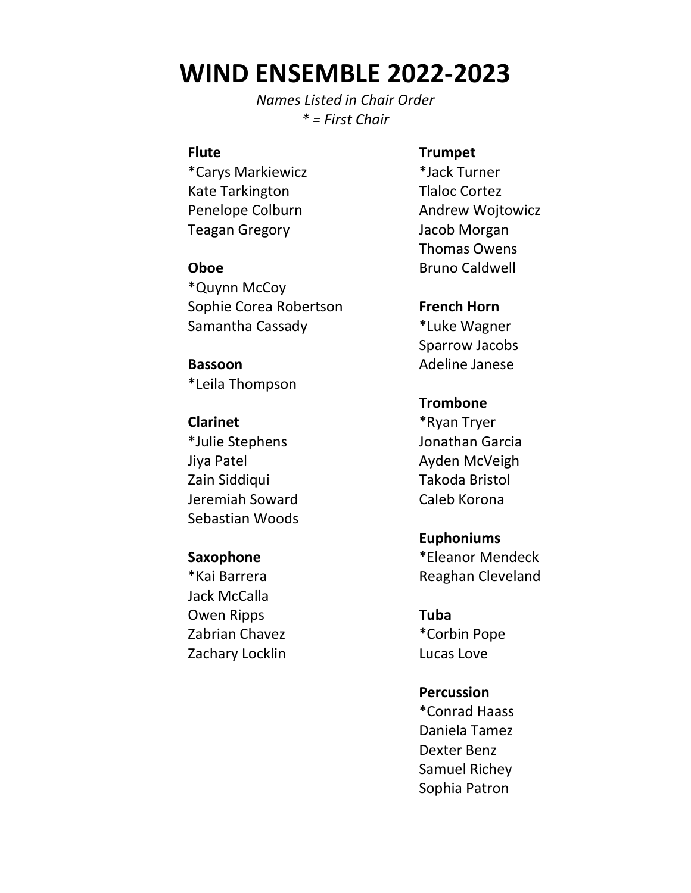# WIND ENSEMBLE 2022-2023

*Names Listed in Chair Order*
*\* = First Chair*

**Flute**
*Carys Markiewicz
Kate Tarkington
Penelope Colburn
Teagan Gregory

**Oboe**
*Quynn McCoy
Sophie Corea Robertson
Samantha Cassady

**Bassoon**
*Leila Thompson

**Clarinet**
*Julie Stephens
Jiya Patel
Zain Siddiqui
Jeremiah Soward
Sebastian Woods

**Saxophone**
*Kai Barrera
Jack McCalla
Owen Ripps
Zabrian Chavez
Zachary Locklin

**Trumpet**
*Jack Turner
Tlaloc Cortez
Andrew Wojtowicz
Jacob Morgan
Thomas Owens
Bruno Caldwell

**French Horn**
*Luke Wagner
Sparrow Jacobs
Adeline Janese

**Trombone**
*Ryan Tryer
Jonathan Garcia
Ayden McVeigh
Takoda Bristol
Caleb Korona

**Euphoniums**
*Eleanor Mendeck
Reaghan Cleveland

**Tuba**
*Corbin Pope
Lucas Love

**Percussion**
*Conrad Haass
Daniela Tamez
Dexter Benz
Samuel Richey
Sophia Patron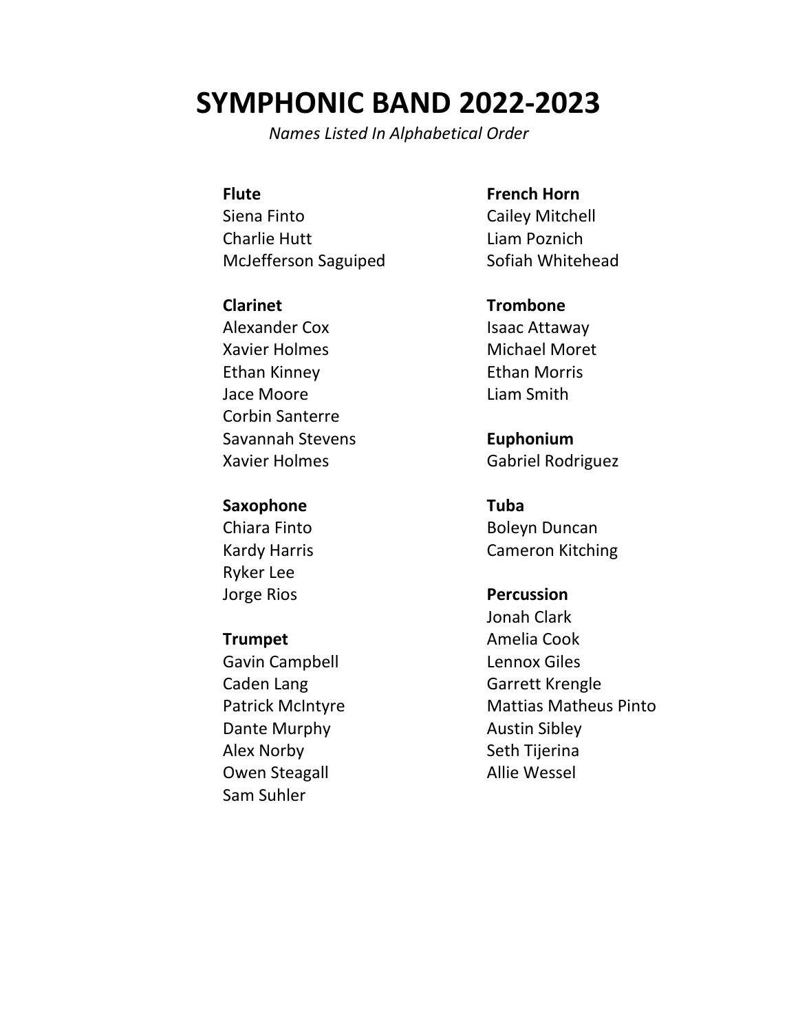# SYMPHONIC BAND 2022-2023

*Names Listed In Alphabetical Order*

**Flute**

Siena Finto
Charlie Hutt
McJefferson Saguiped

**Clarinet**

Alexander Cox
Xavier Holmes
Ethan Kinney
Jace Moore
Corbin Santerre
Savannah Stevens
Xavier Holmes

**Saxophone**

Chiara Finto
Kardy Harris
Ryker Lee
Jorge Rios

**Trumpet**

Gavin Campbell
Caden Lang
Patrick McIntyre
Dante Murphy
Alex Norby
Owen Steagall
Sam Suhler

**French Horn**

Cailey Mitchell
Liam Poznich
Sofiah Whitehead

**Trombone**

Isaac Attaway
Michael Moret
Ethan Morris
Liam Smith

**Euphonium**

Gabriel Rodriguez

**Tuba**

Boleyn Duncan
Cameron Kitching

**Percussion**

Jonah Clark
Amelia Cook
Lennox Giles
Garrett Krengle
Mattias Matheus Pinto
Austin Sibley
Seth Tijerina
Allie Wessel